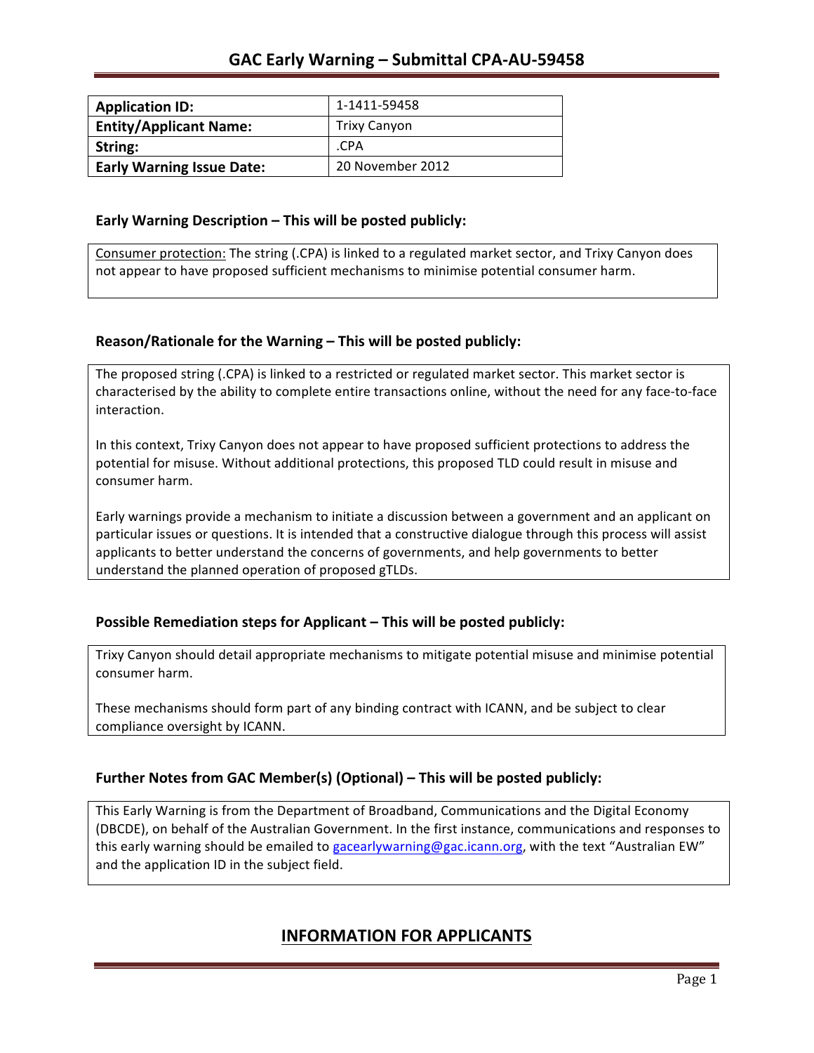# GAC Early Warning – Submittal CPA-AU-59458

| Application ID: | 1-1411-59458 |
|---|---|
| Entity/Applicant Name: | Trixy Canyon |
| String: | .CPA |
| Early Warning Issue Date: | 20 November 2012 |

### Early Warning Description – This will be posted publicly:

Consumer protection: The string (.CPA) is linked to a regulated market sector, and Trixy Canyon does not appear to have proposed sufficient mechanisms to minimise potential consumer harm.

### Reason/Rationale for the Warning – This will be posted publicly:

The proposed string (.CPA) is linked to a restricted or regulated market sector. This market sector is characterised by the ability to complete entire transactions online, without the need for any face-to-face interaction.

In this context, Trixy Canyon does not appear to have proposed sufficient protections to address the potential for misuse. Without additional protections, this proposed TLD could result in misuse and consumer harm.

Early warnings provide a mechanism to initiate a discussion between a government and an applicant on particular issues or questions. It is intended that a constructive dialogue through this process will assist applicants to better understand the concerns of governments, and help governments to better understand the planned operation of proposed gTLDs.

### Possible Remediation steps for Applicant – This will be posted publicly:

Trixy Canyon should detail appropriate mechanisms to mitigate potential misuse and minimise potential consumer harm.

These mechanisms should form part of any binding contract with ICANN, and be subject to clear compliance oversight by ICANN.

### Further Notes from GAC Member(s) (Optional) – This will be posted publicly:

This Early Warning is from the Department of Broadband, Communications and the Digital Economy (DBCDE), on behalf of the Australian Government. In the first instance, communications and responses to this early warning should be emailed to gacearlywarning@gac.icann.org, with the text "Australian EW" and the application ID in the subject field.

## INFORMATION FOR APPLICANTS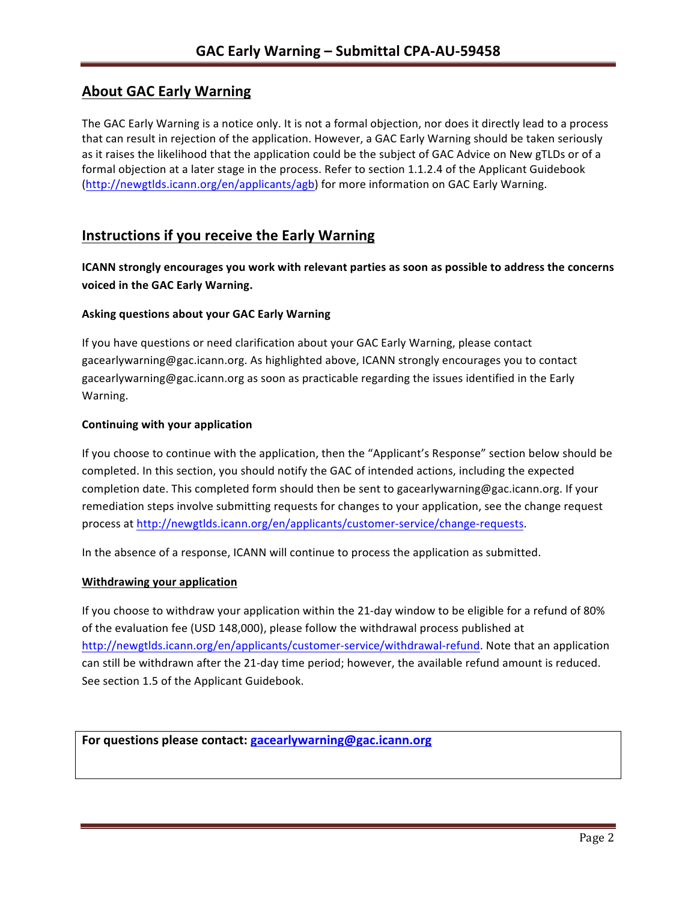## About GAC Early Warning

The GAC Early Warning is a notice only. It is not a formal objection, nor does it directly lead to a process that can result in rejection of the application. However, a GAC Early Warning should be taken seriously as it raises the likelihood that the application could be the subject of GAC Advice on New gTLDs or of a formal objection at a later stage in the process. Refer to section 1.1.2.4 of the Applicant Guidebook (http://newgtlds.icann.org/en/applicants/agb) for more information on GAC Early Warning.

## Instructions if you receive the Early Warning

**ICANN strongly encourages you work with relevant parties as soon as possible to address the concerns voiced in the GAC Early Warning.**

### Asking questions about your GAC Early Warning

If you have questions or need clarification about your GAC Early Warning, please contact gacearlywarning@gac.icann.org. As highlighted above, ICANN strongly encourages you to contact gacearlywarning@gac.icann.org as soon as practicable regarding the issues identified in the Early Warning.

### Continuing with your application

If you choose to continue with the application, then the "Applicant's Response" section below should be completed. In this section, you should notify the GAC of intended actions, including the expected completion date. This completed form should then be sent to gacearlywarning@gac.icann.org. If your remediation steps involve submitting requests for changes to your application, see the change request process at http://newgtlds.icann.org/en/applicants/customer-service/change-requests.

In the absence of a response, ICANN will continue to process the application as submitted.

### Withdrawing your application

If you choose to withdraw your application within the 21-day window to be eligible for a refund of 80% of the evaluation fee (USD 148,000), please follow the withdrawal process published at http://newgtlds.icann.org/en/applicants/customer-service/withdrawal-refund. Note that an application can still be withdrawn after the 21-day time period; however, the available refund amount is reduced. See section 1.5 of the Applicant Guidebook.

**For questions please contact: gacearlywarning@gac.icann.org**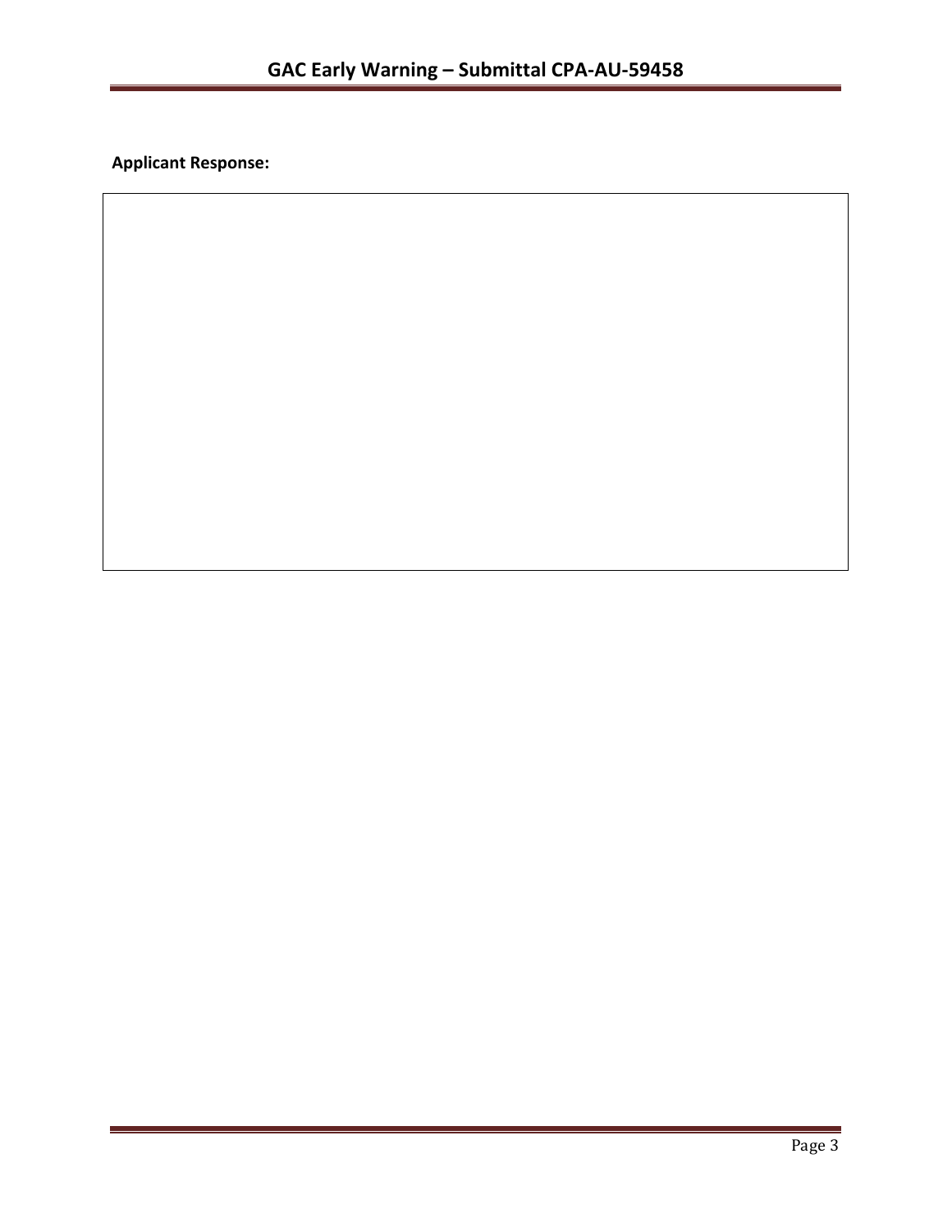**Applicant Response:**